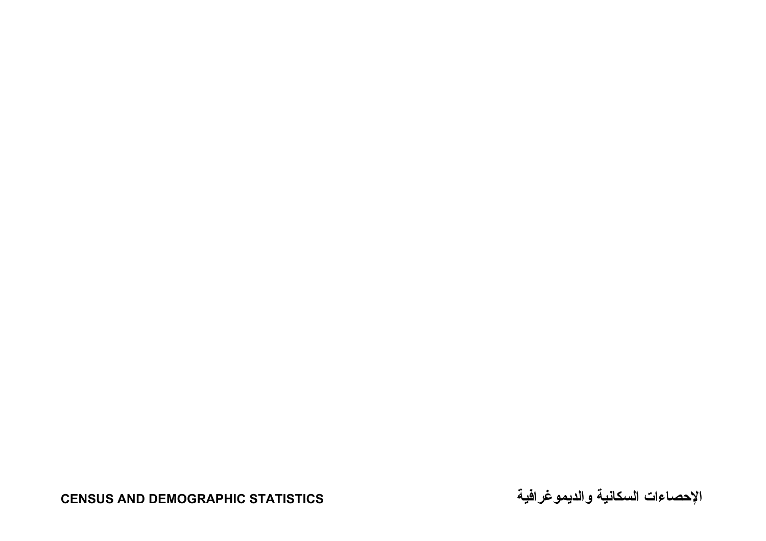**CENSUS AND DEMOGRAPHIC STATISTICS**

**الإحصاءات السكانية والديموغرافية**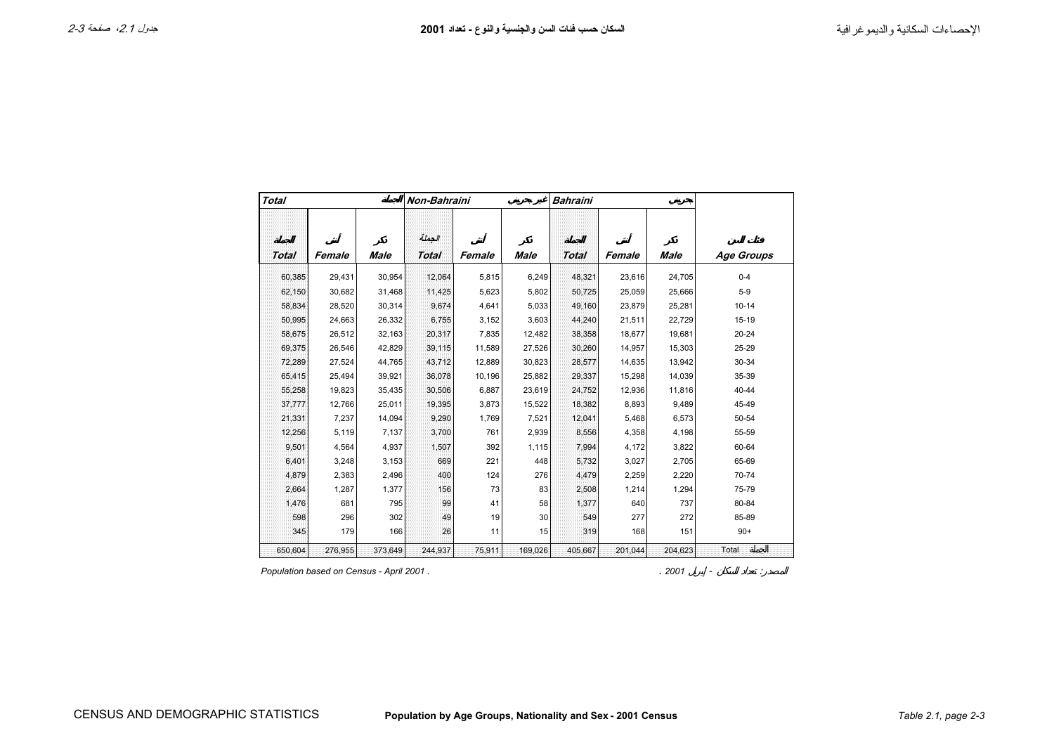# السكان حسب فئات السن والجنسية والنوع - تعداد 2001

# Population by Age Groups, Nationality and Sex - 2001 Census

| Total | | الجملة | Non-Bahraini | | غير بحريني | Bahraini | | بحريني | |
|---|---|---|---|---|---|---|---|---|---|
| الجملة | أنثى | ذكر | الجملة | أنثى | ذكر | الجملة | أنثى | ذكر | فئات السن |
| Total | Female | Male | Total | Female | Male | Total | Female | Male | Age Groups |
| 60,385 | 29,431 | 30,954 | 12,064 | 5,815 | 6,249 | 48,321 | 23,616 | 24,705 | 0-4 |
| 62,150 | 30,682 | 31,468 | 11,425 | 5,623 | 5,802 | 50,725 | 25,059 | 25,666 | 5-9 |
| 58,834 | 28,520 | 30,314 | 9,674 | 4,641 | 5,033 | 49,160 | 23,879 | 25,281 | 10-14 |
| 50,995 | 24,663 | 26,332 | 6,755 | 3,152 | 3,603 | 44,240 | 21,511 | 22,729 | 15-19 |
| 58,675 | 26,512 | 32,163 | 20,317 | 7,835 | 12,482 | 38,358 | 18,677 | 19,681 | 20-24 |
| 69,375 | 26,546 | 42,829 | 39,115 | 11,589 | 27,526 | 30,260 | 14,957 | 15,303 | 25-29 |
| 72,289 | 27,524 | 44,765 | 43,712 | 12,889 | 30,823 | 28,577 | 14,635 | 13,942 | 30-34 |
| 65,415 | 25,494 | 39,921 | 36,078 | 10,196 | 25,882 | 29,337 | 15,298 | 14,039 | 35-39 |
| 55,258 | 19,823 | 35,435 | 30,506 | 6,887 | 23,619 | 24,752 | 12,936 | 11,816 | 40-44 |
| 37,777 | 12,766 | 25,011 | 19,395 | 3,873 | 15,522 | 18,382 | 8,893 | 9,489 | 45-49 |
| 21,331 | 7,237 | 14,094 | 9,290 | 1,769 | 7,521 | 12,041 | 5,468 | 6,573 | 50-54 |
| 12,256 | 5,119 | 7,137 | 3,700 | 761 | 2,939 | 8,556 | 4,358 | 4,198 | 55-59 |
| 9,501 | 4,564 | 4,937 | 1,507 | 392 | 1,115 | 7,994 | 4,172 | 3,822 | 60-64 |
| 6,401 | 3,248 | 3,153 | 669 | 221 | 448 | 5,732 | 3,027 | 2,705 | 65-69 |
| 4,879 | 2,383 | 2,496 | 400 | 124 | 276 | 4,479 | 2,259 | 2,220 | 70-74 |
| 2,664 | 1,287 | 1,377 | 156 | 73 | 83 | 2,508 | 1,214 | 1,294 | 75-79 |
| 1,476 | 681 | 795 | 99 | 41 | 58 | 1,377 | 640 | 737 | 80-84 |
| 598 | 296 | 302 | 49 | 19 | 30 | 549 | 277 | 272 | 85-89 |
| 345 | 179 | 166 | 26 | 11 | 15 | 319 | 168 | 151 | 90+ |
| 650,604 | 276,955 | 373,649 | 244,937 | 75,911 | 169,026 | 405,667 | 201,044 | 204,623 | Total الجملة |

Population based on Census - April 2001 .

المصدر: تعداد السكان - إبريل 2001 .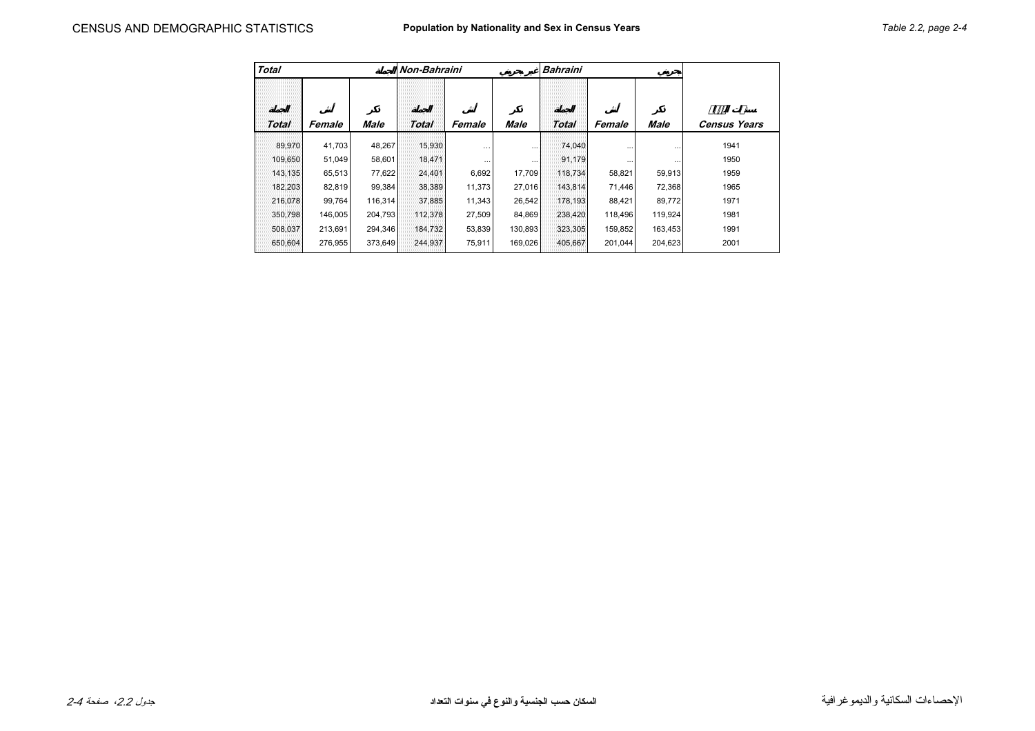# Population by Nationality and Sex in Census Years

| Total | | | Non-Bahraini | | | Bahraini | | | |
|---|---|---|---|---|---|---|---|---|---|
| الجملة Total | أنثى Female | ذكر Male | الجملة Total | أنثى Female | ذكر Male | الجملة Total | أنثى Female | ذكر Male | سنوات التعداد Census Years |
| 89,970 | 41,703 | 48,267 | 15,930 | ... | ... | 74,040 | ... | ... | 1941 |
| 109,650 | 51,049 | 58,601 | 18,471 | ... | ... | 91,179 | ... | ... | 1950 |
| 143,135 | 65,513 | 77,622 | 24,401 | 6,692 | 17,709 | 118,734 | 58,821 | 59,913 | 1959 |
| 182,203 | 82,819 | 99,384 | 38,389 | 11,373 | 27,016 | 143,814 | 71,446 | 72,368 | 1965 |
| 216,078 | 99,764 | 116,314 | 37,885 | 11,343 | 26,542 | 178,193 | 88,421 | 89,772 | 1971 |
| 350,798 | 146,005 | 204,793 | 112,378 | 27,509 | 84,869 | 238,420 | 118,496 | 119,924 | 1981 |
| 508,037 | 213,691 | 294,346 | 184,732 | 53,839 | 130,893 | 323,305 | 159,852 | 163,453 | 1991 |
| 650,604 | 276,955 | 373,649 | 244,937 | 75,911 | 169,026 | 405,667 | 201,044 | 204,623 | 2001 |

السكان حسب الجنسية والنوع في سنوات التعداد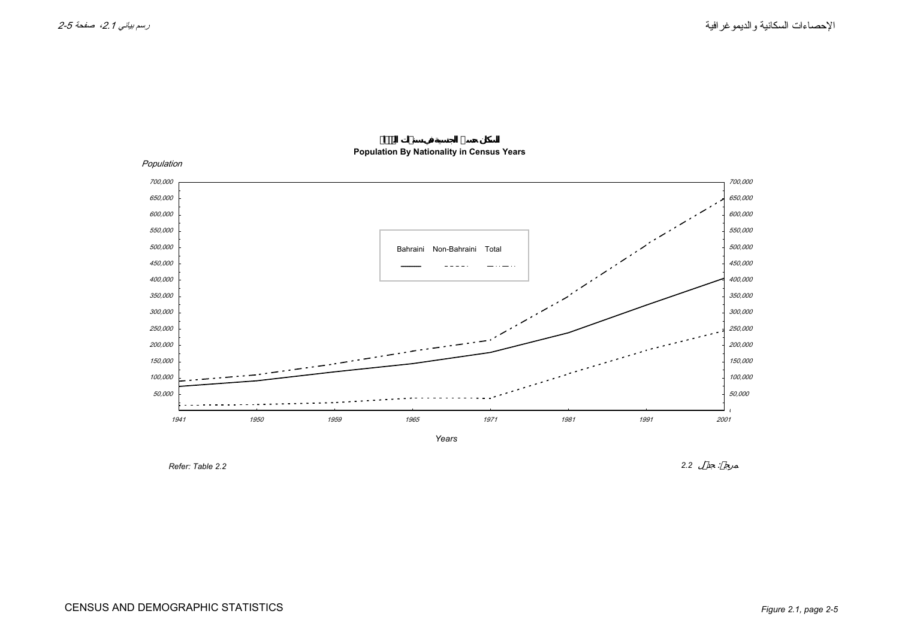**Population By Nationality in Census Years**

*Population*

| | Bahraini | Non-Bahraini | Total |
|---|---|---|---|
| Legend | ——— | - - - - | — · · — · · |

*Years*

Axis values: 700,000; 650,000; 600,000; 550,000; 500,000; 450,000; 400,000; 350,000; 300,000; 250,000; 200,000; 150,000; 100,000; 50,000

Years: 1941, 1950, 1959, 1965, 1971, 1981, 1991, 2001

*Refer: Table 2.2*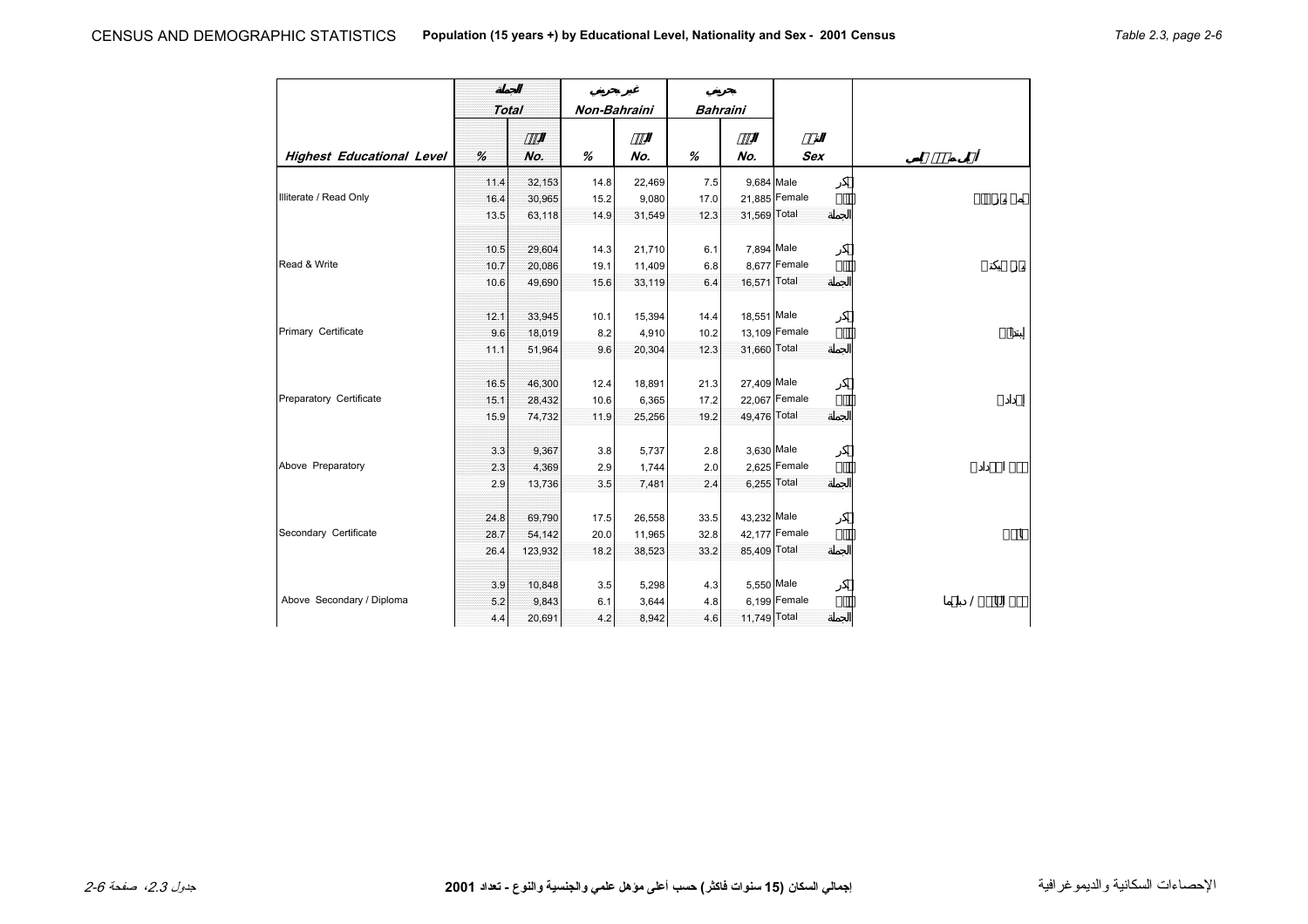| Highest Educational Level | Total % | Total No. | Non-Bahraini % | Non-Bahraini No. | Bahraini % | Bahraini No. | Sex |
|---|---|---|---|---|---|---|---|
| Illiterate / Read Only | 11.4 | 32,153 | 14.8 | 22,469 | 7.5 | 9,684 | Male |
| | 16.4 | 30,965 | 15.2 | 9,080 | 17.0 | 21,885 | Female |
| | 13.5 | 63,118 | 14.9 | 31,549 | 12.3 | 31,569 | Total |
| Read & Write | 10.5 | 29,604 | 14.3 | 21,710 | 6.1 | 7,894 | Male |
| | 10.7 | 20,086 | 19.1 | 11,409 | 6.8 | 8,677 | Female |
| | 10.6 | 49,690 | 15.6 | 33,119 | 6.4 | 16,571 | Total |
| Primary Certificate | 12.1 | 33,945 | 10.1 | 15,394 | 14.4 | 18,551 | Male |
| | 9.6 | 18,019 | 8.2 | 4,910 | 10.2 | 13,109 | Female |
| | 11.1 | 51,964 | 9.6 | 20,304 | 12.3 | 31,660 | Total |
| Preparatory Certificate | 16.5 | 46,300 | 12.4 | 18,891 | 21.3 | 27,409 | Male |
| | 15.1 | 28,432 | 10.6 | 6,365 | 17.2 | 22,067 | Female |
| | 15.9 | 74,732 | 11.9 | 25,256 | 19.2 | 49,476 | Total |
| Above Preparatory | 3.3 | 9,367 | 3.8 | 5,737 | 2.8 | 3,630 | Male |
| | 2.3 | 4,369 | 2.9 | 1,744 | 2.0 | 2,625 | Female |
| | 2.9 | 13,736 | 3.5 | 7,481 | 2.4 | 6,255 | Total |
| Secondary Certificate | 24.8 | 69,790 | 17.5 | 26,558 | 33.5 | 43,232 | Male |
| | 28.7 | 54,142 | 20.0 | 11,965 | 32.8 | 42,177 | Female |
| | 26.4 | 123,932 | 18.2 | 38,523 | 33.2 | 85,409 | Total |
| Above Secondary / Diploma | 3.9 | 10,848 | 3.5 | 5,298 | 4.3 | 5,550 | Male |
| | 5.2 | 9,843 | 6.1 | 3,644 | 4.8 | 6,199 | Female |
| | 4.4 | 20,691 | 4.2 | 8,942 | 4.6 | 11,749 | Total |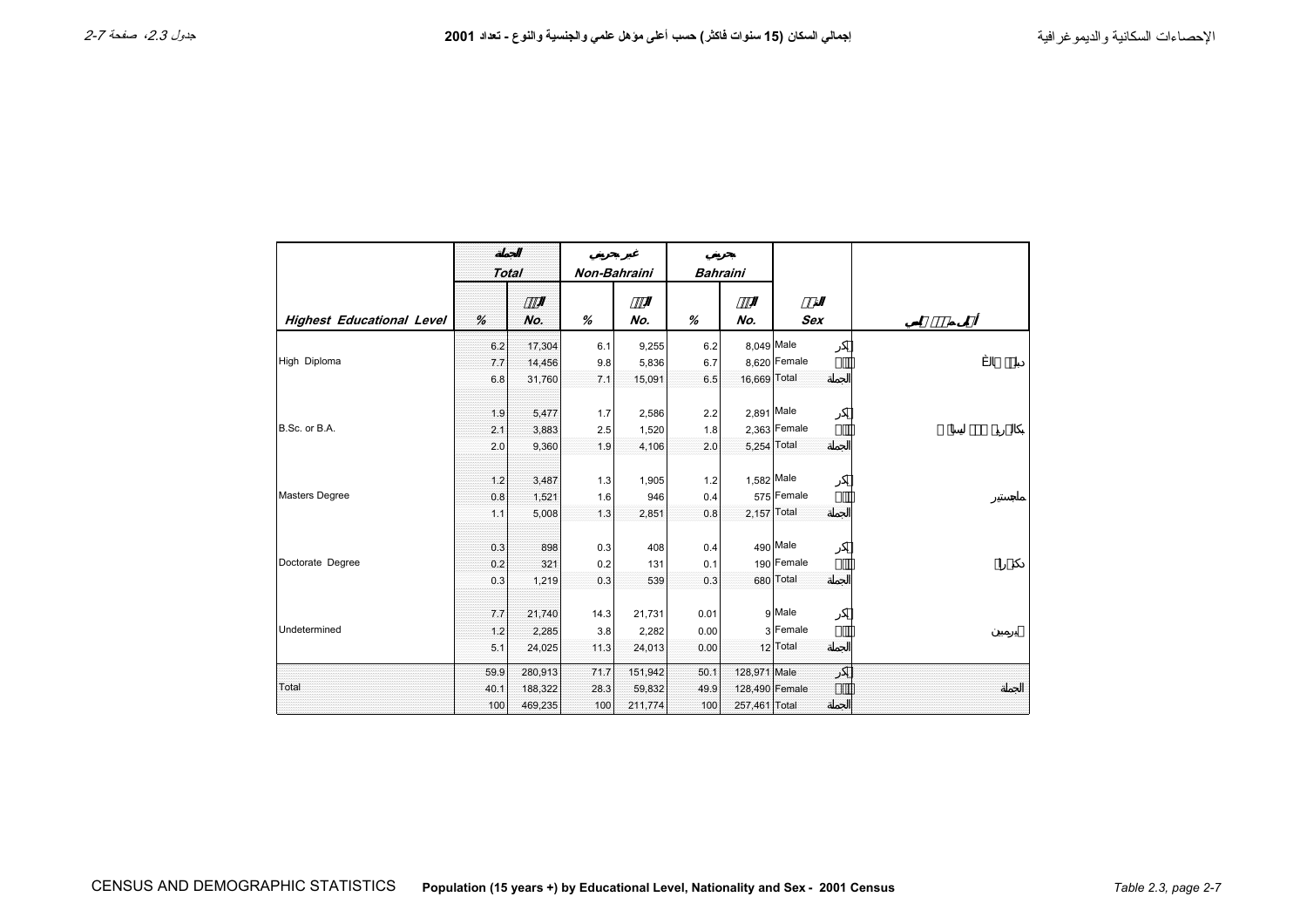# إجمالي السكان (15 سنوات فاكثر) حسب أعلى مؤهل علمي والجنسية والنوع - تعداد 2001

## Population (15 years +) by Educational Level, Nationality and Sex - 2001 Census

| Highest Educational Level | Total % | Total No. | Non-Bahraini % | Non-Bahraini No. | Bahraini % | Bahraini No. | Sex | |
|---|---|---|---|---|---|---|---|---|
| | الجملة | | غير بحريني | | بحريني | | النوع | أعلى مؤهل علمي |
| High Diploma | 6.2 | 17,304 | 6.1 | 9,255 | 6.2 | 8,049 | Male ذكور | دبلوم عالي |
| | 7.7 | 14,456 | 9.8 | 5,836 | 6.7 | 8,620 | Female إناث | |
| | 6.8 | 31,760 | 7.1 | 15,091 | 6.5 | 16,669 | Total الجملة | |
| B.Sc. or B.A. | 1.9 | 5,477 | 1.7 | 2,586 | 2.2 | 2,891 | Male ذكور | بكالوريوس أو ليسانس |
| | 2.1 | 3,883 | 2.5 | 1,520 | 1.8 | 2,363 | Female إناث | |
| | 2.0 | 9,360 | 1.9 | 4,106 | 2.0 | 5,254 | Total الجملة | |
| Masters Degree | 1.2 | 3,487 | 1.3 | 1,905 | 1.2 | 1,582 | Male ذكور | ماجستير |
| | 0.8 | 1,521 | 1.6 | 946 | 0.4 | 575 | Female إناث | |
| | 1.1 | 5,008 | 1.3 | 2,851 | 0.8 | 2,157 | Total الجملة | |
| Doctorate Degree | 0.3 | 898 | 0.3 | 408 | 0.4 | 490 | Male ذكور | دكتوراه |
| | 0.2 | 321 | 0.2 | 131 | 0.1 | 190 | Female إناث | |
| | 0.3 | 1,219 | 0.3 | 539 | 0.3 | 680 | Total الجملة | |
| Undetermined | 7.7 | 21,740 | 14.3 | 21,731 | 0.01 | 9 | Male ذكور | غير مبين |
| | 1.2 | 2,285 | 3.8 | 2,282 | 0.00 | 3 | Female إناث | |
| | 5.1 | 24,025 | 11.3 | 24,013 | 0.00 | 12 | Total الجملة | |
| Total | 59.9 | 280,913 | 71.7 | 151,942 | 50.1 | 128,971 | Male ذكور | الجملة |
| | 40.1 | 188,322 | 28.3 | 59,832 | 49.9 | 128,490 | Female إناث | |
| | 100 | 469,235 | 100 | 211,774 | 100 | 257,461 | Total الجملة | |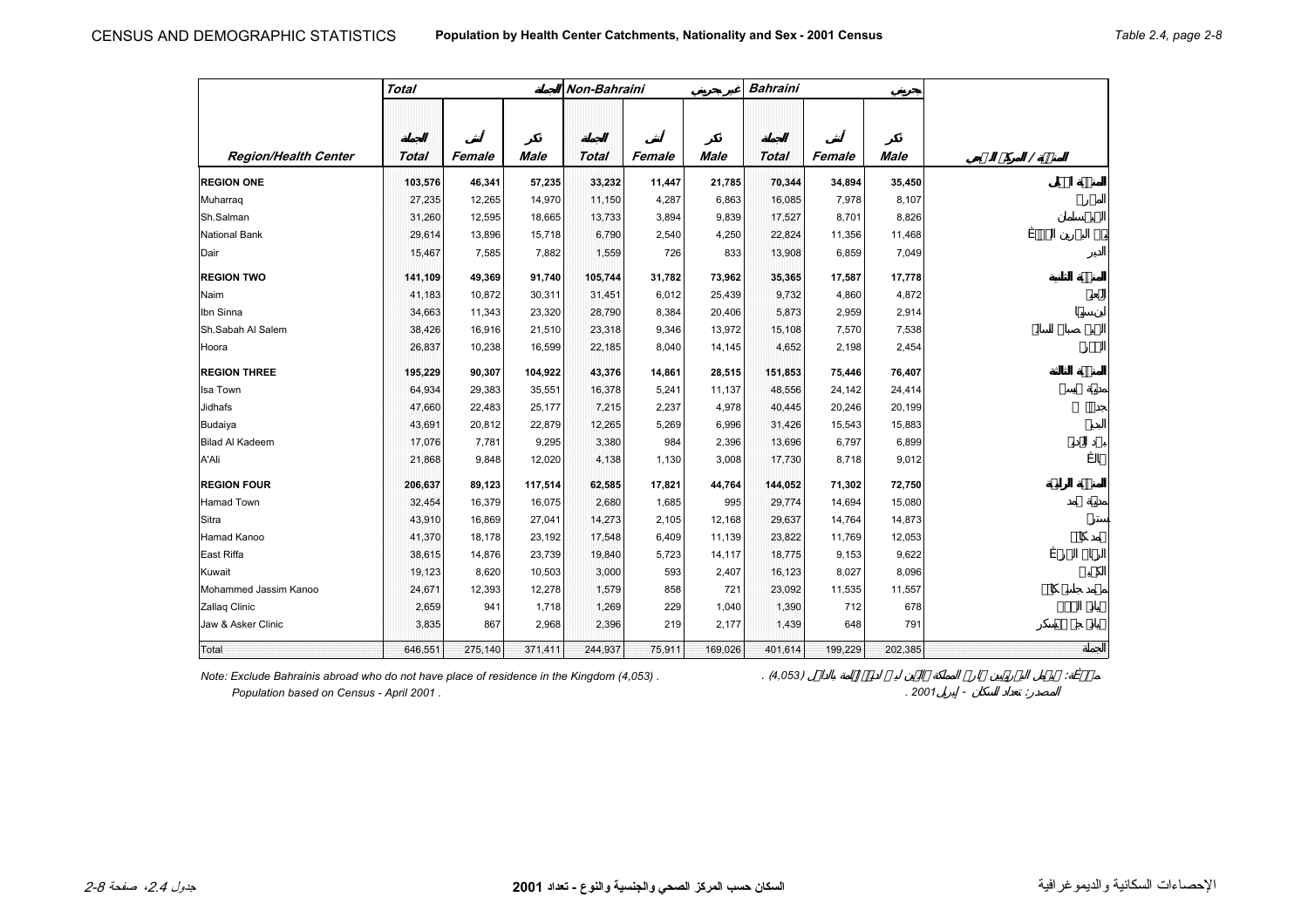## Population by Health Center Catchments, Nationality and Sex - 2001 Census

| | Total | | | Non-Bahraini | | | Bahraini | | | |
|---|---|---|---|---|---|---|---|---|---|---|
| | المجموع | | | غير بحريني | | | بحريني | | | |
| | المجموع | أنثى | ذكر | المجموع | أنثى | ذكر | المجموع | أنثى | ذكر | |
| **Region/Health Center** | **Total** | **Female** | **Male** | **Total** | **Female** | **Male** | **Total** | **Female** | **Male** | **المنطقة / المركز الصحي** |
| **REGION ONE** | **103,576** | **46,341** | **57,235** | **33,232** | **11,447** | **21,785** | **70,344** | **34,894** | **35,450** | **المنطقة الأولى** |
| Muharraq | 27,235 | 12,265 | 14,970 | 11,150 | 4,287 | 6,863 | 16,085 | 7,978 | 8,107 | المحرق |
| Sh.Salman | 31,260 | 12,595 | 18,665 | 13,733 | 3,894 | 9,839 | 17,527 | 8,701 | 8,826 | الشيخ سلمان |
| National Bank | 29,614 | 13,896 | 15,718 | 6,790 | 2,540 | 4,250 | 22,824 | 11,356 | 11,468 | بنك البحرين الوطني |
| Dair | 15,467 | 7,585 | 7,882 | 1,559 | 726 | 833 | 13,908 | 6,859 | 7,049 | الدير |
| **REGION TWO** | **141,109** | **49,369** | **91,740** | **105,744** | **31,782** | **73,962** | **35,365** | **17,587** | **17,778** | **المنطقة الثانية** |
| Naim | 41,183 | 10,872 | 30,311 | 31,451 | 6,012 | 25,439 | 9,732 | 4,860 | 4,872 | النعيم |
| Ibn Sinna | 34,663 | 11,343 | 23,320 | 28,790 | 8,384 | 20,406 | 5,873 | 2,959 | 2,914 | ابن سينا |
| Sh.Sabah Al Salem | 38,426 | 16,916 | 21,510 | 23,318 | 9,346 | 13,972 | 15,108 | 7,570 | 7,538 | الشيخ صباح السالم |
| Hoora | 26,837 | 10,238 | 16,599 | 22,185 | 8,040 | 14,145 | 4,652 | 2,198 | 2,454 | الحورة |
| **REGION THREE** | **195,229** | **90,307** | **104,922** | **43,376** | **14,861** | **28,515** | **151,853** | **75,446** | **76,407** | **المنطقة الثالثة** |
| Isa Town | 64,934 | 29,383 | 35,551 | 16,378 | 5,241 | 11,137 | 48,556 | 24,142 | 24,414 | مدينة عيسى |
| Jidhafs | 47,660 | 22,483 | 25,177 | 7,215 | 2,237 | 4,978 | 40,445 | 20,246 | 20,199 | جدحفص |
| Budaiya | 43,691 | 20,812 | 22,879 | 12,265 | 5,269 | 6,996 | 31,426 | 15,543 | 15,883 | البديع |
| Bilad Al Kadeem | 17,076 | 7,781 | 9,295 | 3,380 | 984 | 2,396 | 13,696 | 6,797 | 6,899 | بلاد القديم |
| A'Ali | 21,868 | 9,848 | 12,020 | 4,138 | 1,130 | 3,008 | 17,730 | 8,718 | 9,012 | عالي |
| **REGION FOUR** | **206,637** | **89,123** | **117,514** | **62,585** | **17,821** | **44,764** | **144,052** | **71,302** | **72,750** | **المنطقة الرابعة** |
| Hamad Town | 32,454 | 16,379 | 16,075 | 2,680 | 1,685 | 995 | 29,774 | 14,694 | 15,080 | مدينة حمد |
| Sitra | 43,910 | 16,869 | 27,041 | 14,273 | 2,105 | 12,168 | 29,637 | 14,764 | 14,873 | سترة |
| Hamad Kanoo | 41,370 | 18,178 | 23,192 | 17,548 | 6,409 | 11,139 | 23,822 | 11,769 | 12,053 | حمد كانو |
| East Riffa | 38,615 | 14,876 | 23,739 | 19,840 | 5,723 | 14,117 | 18,775 | 9,153 | 9,622 | الرفاع الشرقي |
| Kuwait | 19,123 | 8,620 | 10,503 | 3,000 | 593 | 2,407 | 16,123 | 8,027 | 8,096 | الكويت |
| Mohammed Jassim Kanoo | 24,671 | 12,393 | 12,278 | 1,579 | 858 | 721 | 23,092 | 11,535 | 11,557 | محمد جاسم كانو |
| Zallaq Clinic | 2,659 | 941 | 1,718 | 1,269 | 229 | 1,040 | 1,390 | 712 | 678 | عيادة الزلاق |
| Jaw & Asker Clinic | 3,835 | 867 | 2,968 | 2,396 | 219 | 2,177 | 1,439 | 648 | 791 | عيادة جو وعسكر |
| Total | 646,551 | 275,140 | 371,411 | 244,937 | 75,911 | 169,026 | 401,614 | 199,229 | 202,385 | المجموع |

*Note: Exclude Bahrainis abroad who do not have place of residence in the Kingdom (4,053) .*

*Population based on Census - April 2001 .*

ملاحظة: لا يشمل البحرينيين المقيمين في الخارج الذين ليس لهم محل إقامة في المملكة (4,053) .

المصدر: تعداد السكان - إبريل 2001 .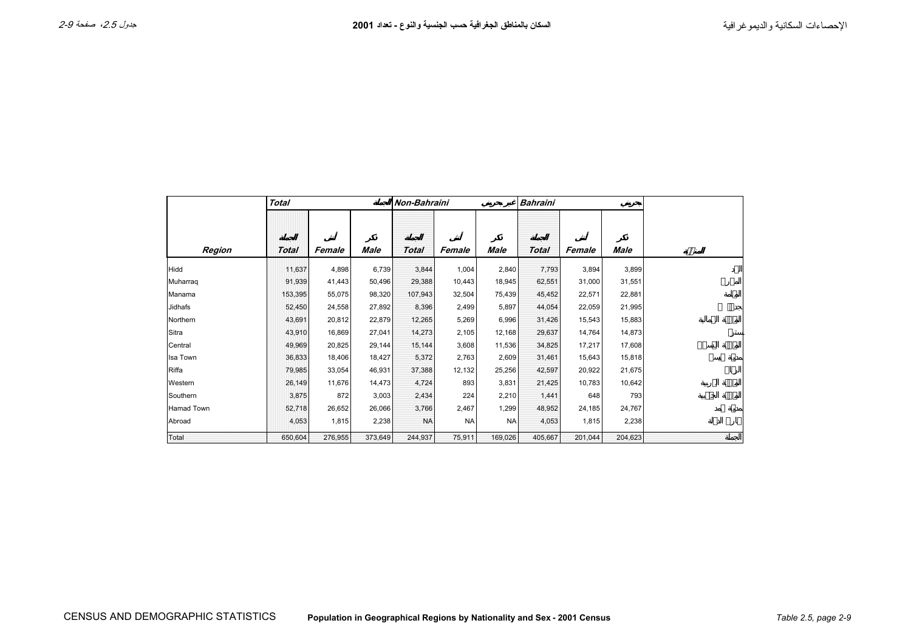# السكان بالمناطق الجغرافية حسب الجنسية والنوع - تعداد 2001

| Region | Total | | | Non-Bahraini | | | Bahraini | | | المنطقة |
|---|---|---|---|---|---|---|---|---|---|---|
| | الجملة | | | غير بحريني | | | بحريني | | | |
| | الجملة Total | أنثى Female | ذكر Male | الجملة Total | أنثى Female | ذكر Male | الجملة Total | أنثى Female | ذكر Male | |
| Hidd | 11,637 | 4,898 | 6,739 | 3,844 | 1,004 | 2,840 | 7,793 | 3,894 | 3,899 | الحد |
| Muharraq | 91,939 | 41,443 | 50,496 | 29,388 | 10,443 | 18,945 | 62,551 | 31,000 | 31,551 | المحرق |
| Manama | 153,395 | 55,075 | 98,320 | 107,943 | 32,504 | 75,439 | 45,452 | 22,571 | 22,881 | المنامة |
| Jidhafs | 52,450 | 24,558 | 27,892 | 8,396 | 2,499 | 5,897 | 44,054 | 22,059 | 21,995 | جدحفص |
| Northern | 43,691 | 20,812 | 22,879 | 12,265 | 5,269 | 6,996 | 31,426 | 15,543 | 15,883 | المنطقة الشمالية |
| Sitra | 43,910 | 16,869 | 27,041 | 14,273 | 2,105 | 12,168 | 29,637 | 14,764 | 14,873 | سترة |
| Central | 49,969 | 20,825 | 29,144 | 15,144 | 3,608 | 11,536 | 34,825 | 17,217 | 17,608 | المنطقة الوسطى |
| Isa Town | 36,833 | 18,406 | 18,427 | 5,372 | 2,763 | 2,609 | 31,461 | 15,643 | 15,818 | مدينة عيسى |
| Riffa | 79,985 | 33,054 | 46,931 | 37,388 | 12,132 | 25,256 | 42,597 | 20,922 | 21,675 | الرفاع |
| Western | 26,149 | 11,676 | 14,473 | 4,724 | 893 | 3,831 | 21,425 | 10,783 | 10,642 | المنطقة الغربية |
| Southern | 3,875 | 872 | 3,003 | 2,434 | 224 | 2,210 | 1,441 | 648 | 793 | المنطقة الجنوبية |
| Hamad Town | 52,718 | 26,652 | 26,066 | 3,766 | 2,467 | 1,299 | 48,952 | 24,185 | 24,767 | مدينة حمد |
| Abroad | 4,053 | 1,815 | 2,238 | NA | NA | NA | 4,053 | 1,815 | 2,238 | خارج الدولة |
| Total | 650,604 | 276,955 | 373,649 | 244,937 | 75,911 | 169,026 | 405,667 | 201,044 | 204,623 | الجملة |

Population in Geographical Regions by Nationality and Sex - 2001 Census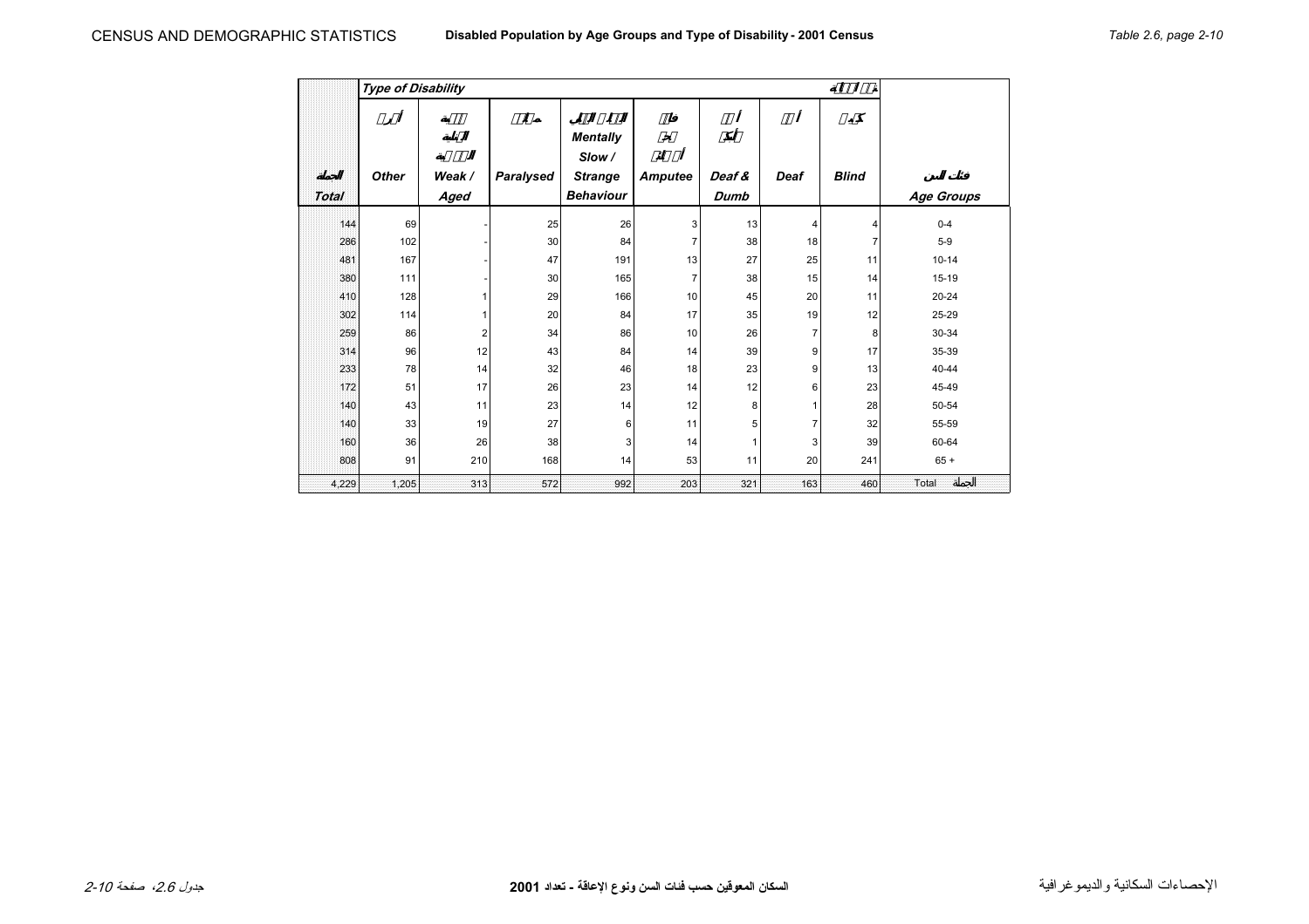**Disabled Population by Age Groups and Type of Disability - 2001 Census**

*Table 2.6*

| Total | Other | Weak / Aged | Paralysed | Mentally Slow / Strange Behaviour | Amputee | Deaf & Dumb | Deaf | Blind | Age Groups |
|---|---|---|---|---|---|---|---|---|---|
| 144 | 69 | - | 25 | 26 | 3 | 13 | 4 | 4 | 0-4 |
| 286 | 102 | - | 30 | 84 | 7 | 38 | 18 | 7 | 5-9 |
| 481 | 167 | - | 47 | 191 | 13 | 27 | 25 | 11 | 10-14 |
| 380 | 111 | - | 30 | 165 | 7 | 38 | 15 | 14 | 15-19 |
| 410 | 128 | 1 | 29 | 166 | 10 | 45 | 20 | 11 | 20-24 |
| 302 | 114 | 1 | 20 | 84 | 17 | 35 | 19 | 12 | 25-29 |
| 259 | 86 | 2 | 34 | 86 | 10 | 26 | 7 | 8 | 30-34 |
| 314 | 96 | 12 | 43 | 84 | 14 | 39 | 9 | 17 | 35-39 |
| 233 | 78 | 14 | 32 | 46 | 18 | 23 | 9 | 13 | 40-44 |
| 172 | 51 | 17 | 26 | 23 | 14 | 12 | 6 | 23 | 45-49 |
| 140 | 43 | 11 | 23 | 14 | 12 | 8 | 1 | 28 | 50-54 |
| 140 | 33 | 19 | 27 | 6 | 11 | 5 | 7 | 32 | 55-59 |
| 160 | 36 | 26 | 38 | 3 | 14 | 1 | 3 | 39 | 60-64 |
| 808 | 91 | 210 | 168 | 14 | 53 | 11 | 20 | 241 | 65 + |
| 4,229 | 1,205 | 313 | 572 | 992 | 203 | 321 | 163 | 460 | Total الجملة |

السكان المعوقين حسب فئات السن ونوع الإعاقة - تعداد 2001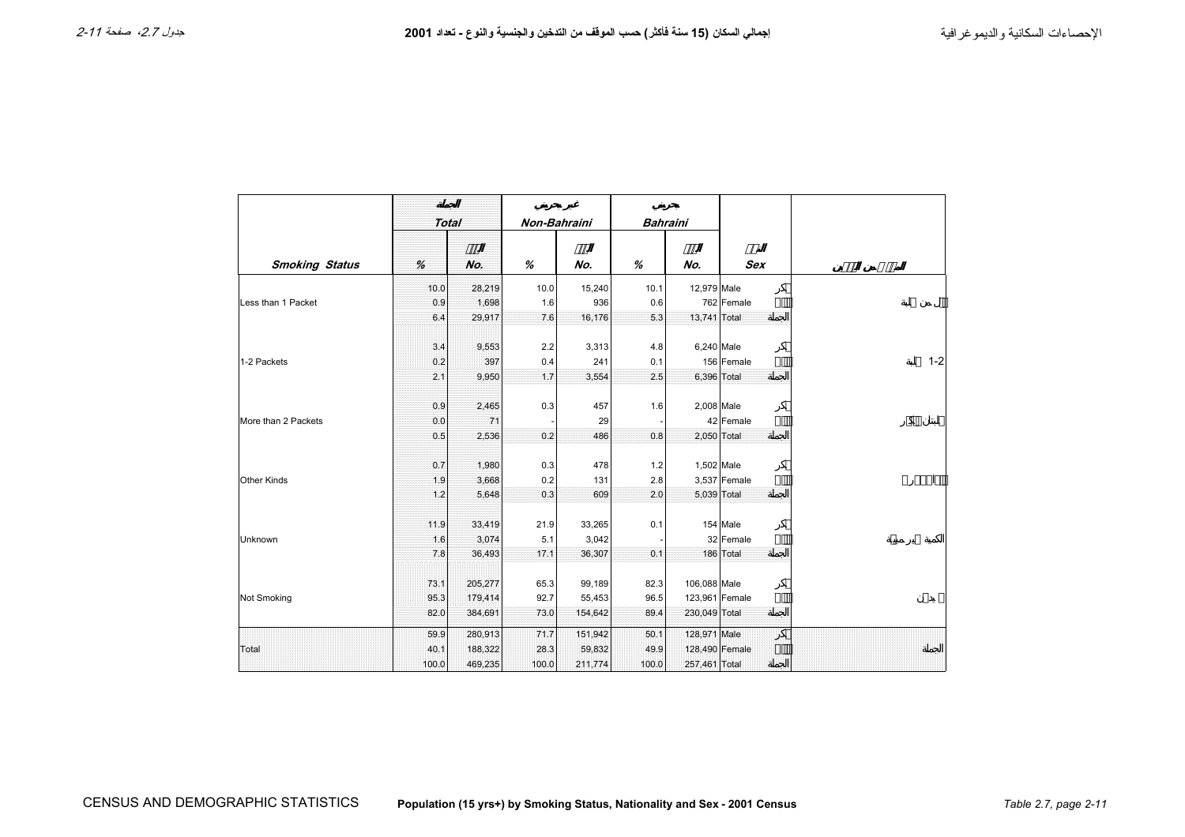# إجمالي السكان (15 سنة فأكثر) حسب الموقف من التدخين والجنسية والنوع - تعداد 2001

## Population (15 yrs+) by Smoking Status, Nationality and Sex - 2001 Census

| | الجملة Total | | غير بحريني Non-Bahraini | | بحريني Bahraini | | | | |
|---|---|---|---|---|---|---|---|---|---|
| **Smoking Status** | **%** | العدد **No.** | **%** | العدد **No.** | **%** | العدد **No.** | النوع **Sex** | | الموقف من التدخين |
| Less than 1 Packet | 10.0 | 28,219 | 10.0 | 15,240 | 10.1 | 12,979 | Male | ذكر | أقل من علبة |
| | 0.9 | 1,698 | 1.6 | 936 | 0.6 | 762 | Female | أنثى | |
| | 6.4 | 29,917 | 7.6 | 16,176 | 5.3 | 13,741 | Total | الجملة | |
| 1-2 Packets | 3.4 | 9,553 | 2.2 | 3,313 | 4.8 | 6,240 | Male | ذكر | 1-2 علبة |
| | 0.2 | 397 | 0.4 | 241 | 0.1 | 156 | Female | أنثى | |
| | 2.1 | 9,950 | 1.7 | 3,554 | 2.5 | 6,396 | Total | الجملة | |
| More than 2 Packets | 0.9 | 2,465 | 0.3 | 457 | 1.6 | 2,008 | Male | ذكر | أكثر من علبتين |
| | 0.0 | 71 | - | 29 | - | 42 | Female | أنثى | |
| | 0.5 | 2,536 | 0.2 | 486 | 0.8 | 2,050 | Total | الجملة | |
| Other Kinds | 0.7 | 1,980 | 0.3 | 478 | 1.2 | 1,502 | Male | ذكر | أنواع أخرى |
| | 1.9 | 3,668 | 0.2 | 131 | 2.8 | 3,537 | Female | أنثى | |
| | 1.2 | 5,648 | 0.3 | 609 | 2.0 | 5,039 | Total | الجملة | |
| Unknown | 11.9 | 33,419 | 21.9 | 33,265 | 0.1 | 154 | Male | ذكر | الكمية غير مبينة |
| | 1.6 | 3,074 | 5.1 | 3,042 | - | 32 | Female | أنثى | |
| | 7.8 | 36,493 | 17.1 | 36,307 | 0.1 | 186 | Total | الجملة | |
| Not Smoking | 73.1 | 205,277 | 65.3 | 99,189 | 82.3 | 106,088 | Male | ذكر | لا يدخن |
| | 95.3 | 179,414 | 92.7 | 55,453 | 96.5 | 123,961 | Female | أنثى | |
| | 82.0 | 384,691 | 73.0 | 154,642 | 89.4 | 230,049 | Total | الجملة | |
| Total | 59.9 | 280,913 | 71.7 | 151,942 | 50.1 | 128,971 | Male | ذكر | الجملة |
| | 40.1 | 188,322 | 28.3 | 59,832 | 49.9 | 128,490 | Female | أنثى | |
| | 100.0 | 469,235 | 100.0 | 211,774 | 100.0 | 257,461 | Total | الجملة | |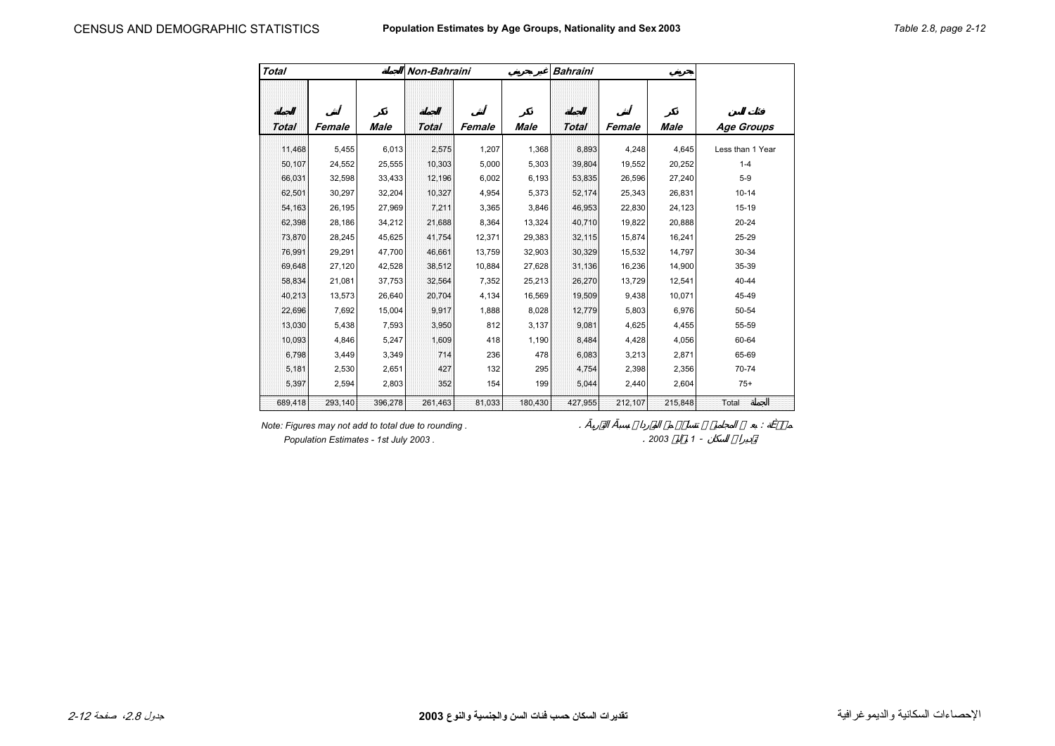## Population Estimates by Age Groups, Nationality and Sex 2003

| Total | | | Non-Bahraini | | | Bahraini | | | |
|---|---|---|---|---|---|---|---|---|---|
| Total | Female | Male | Total | Female | Male | Total | Female | Male | Age Groups |
| 11,468 | 5,455 | 6,013 | 2,575 | 1,207 | 1,368 | 8,893 | 4,248 | 4,645 | Less than 1 Year |
| 50,107 | 24,552 | 25,555 | 10,303 | 5,000 | 5,303 | 39,804 | 19,552 | 20,252 | 1-4 |
| 66,031 | 32,598 | 33,433 | 12,196 | 6,002 | 6,193 | 53,835 | 26,596 | 27,240 | 5-9 |
| 62,501 | 30,297 | 32,204 | 10,327 | 4,954 | 5,373 | 52,174 | 25,343 | 26,831 | 10-14 |
| 54,163 | 26,195 | 27,969 | 7,211 | 3,365 | 3,846 | 46,953 | 22,830 | 24,123 | 15-19 |
| 62,398 | 28,186 | 34,212 | 21,688 | 8,364 | 13,324 | 40,710 | 19,822 | 20,888 | 20-24 |
| 73,870 | 28,245 | 45,625 | 41,754 | 12,371 | 29,383 | 32,115 | 15,874 | 16,241 | 25-29 |
| 76,991 | 29,291 | 47,700 | 46,661 | 13,759 | 32,903 | 30,329 | 15,532 | 14,797 | 30-34 |
| 69,648 | 27,120 | 42,528 | 38,512 | 10,884 | 27,628 | 31,136 | 16,236 | 14,900 | 35-39 |
| 58,834 | 21,081 | 37,753 | 32,564 | 7,352 | 25,213 | 26,270 | 13,729 | 12,541 | 40-44 |
| 40,213 | 13,573 | 26,640 | 20,704 | 4,134 | 16,569 | 19,509 | 9,438 | 10,071 | 45-49 |
| 22,696 | 7,692 | 15,004 | 9,917 | 1,888 | 8,028 | 12,779 | 5,803 | 6,976 | 50-54 |
| 13,030 | 5,438 | 7,593 | 3,950 | 812 | 3,137 | 9,081 | 4,625 | 4,455 | 55-59 |
| 10,093 | 4,846 | 5,247 | 1,609 | 418 | 1,190 | 8,484 | 4,428 | 4,056 | 60-64 |
| 6,798 | 3,449 | 3,349 | 714 | 236 | 478 | 6,083 | 3,213 | 2,871 | 65-69 |
| 5,181 | 2,530 | 2,651 | 427 | 132 | 295 | 4,754 | 2,398 | 2,356 | 70-74 |
| 5,397 | 2,594 | 2,803 | 352 | 154 | 199 | 5,044 | 2,440 | 2,604 | 75+ |
| 689,418 | 293,140 | 396,278 | 261,463 | 81,033 | 180,430 | 427,955 | 212,107 | 215,848 | Total |

Note: Figures may not add to total due to rounding .

Population Estimates - 1st July 2003 .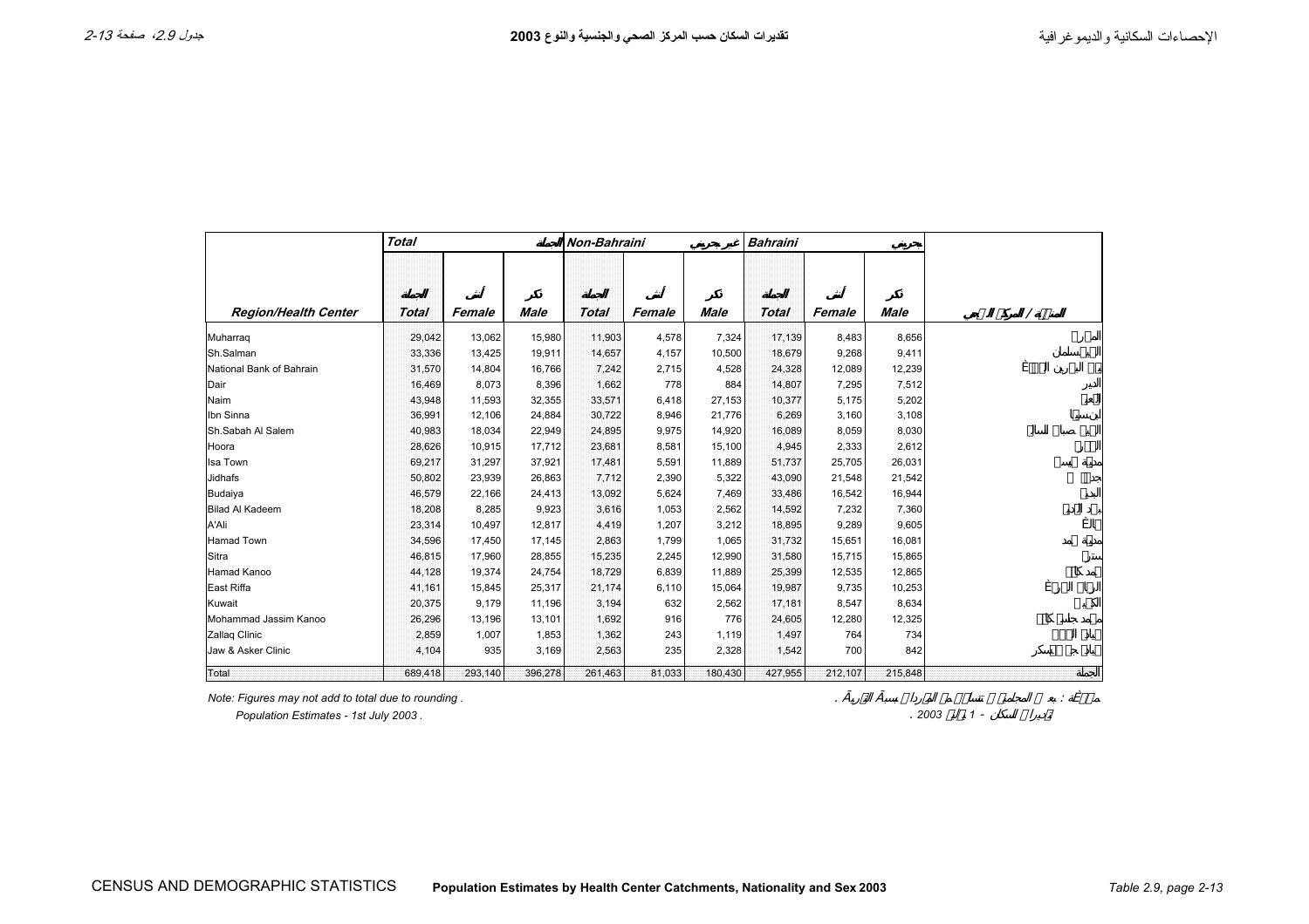## تقديرات السكان حسب المركز الصحي والجنسية والنوع 2003

## Population Estimates by Health Center Catchments, Nationality and Sex 2003

| | Total | | | Non-Bahraini | | | Bahraini | | | |
|---|---|---|---|---|---|---|---|---|---|---|
| **Region/Health Center** | **Total** | **Female** | **Male** | **Total** | **Female** | **Male** | **Total** | **Female** | **Male** | |
| Muharraq | 29,042 | 13,062 | 15,980 | 11,903 | 4,578 | 7,324 | 17,139 | 8,483 | 8,656 | |
| Sh.Salman | 33,336 | 13,425 | 19,911 | 14,657 | 4,157 | 10,500 | 18,679 | 9,268 | 9,411 | |
| National Bank of Bahrain | 31,570 | 14,804 | 16,766 | 7,242 | 2,715 | 4,528 | 24,328 | 12,089 | 12,239 | |
| Dair | 16,469 | 8,073 | 8,396 | 1,662 | 778 | 884 | 14,807 | 7,295 | 7,512 | |
| Naim | 43,948 | 11,593 | 32,355 | 33,571 | 6,418 | 27,153 | 10,377 | 5,175 | 5,202 | |
| Ibn Sinna | 36,991 | 12,106 | 24,884 | 30,722 | 8,946 | 21,776 | 6,269 | 3,160 | 3,108 | |
| Sh.Sabah Al Salem | 40,983 | 18,034 | 22,949 | 24,895 | 9,975 | 14,920 | 16,089 | 8,059 | 8,030 | |
| Hoora | 28,626 | 10,915 | 17,712 | 23,681 | 8,581 | 15,100 | 4,945 | 2,333 | 2,612 | |
| Isa Town | 69,217 | 31,297 | 37,921 | 17,481 | 5,591 | 11,889 | 51,737 | 25,705 | 26,031 | |
| Jidhafs | 50,802 | 23,939 | 26,863 | 7,712 | 2,390 | 5,322 | 43,090 | 21,548 | 21,542 | |
| Budaiya | 46,579 | 22,166 | 24,413 | 13,092 | 5,624 | 7,469 | 33,486 | 16,542 | 16,944 | |
| Bilad Al Kadeem | 18,208 | 8,285 | 9,923 | 3,616 | 1,053 | 2,562 | 14,592 | 7,232 | 7,360 | |
| A'Ali | 23,314 | 10,497 | 12,817 | 4,419 | 1,207 | 3,212 | 18,895 | 9,289 | 9,605 | |
| Hamad Town | 34,596 | 17,450 | 17,145 | 2,863 | 1,799 | 1,065 | 31,732 | 15,651 | 16,081 | |
| Sitra | 46,815 | 17,960 | 28,855 | 15,235 | 2,245 | 12,990 | 31,580 | 15,715 | 15,865 | |
| Hamad Kanoo | 44,128 | 19,374 | 24,754 | 18,729 | 6,839 | 11,889 | 25,399 | 12,535 | 12,865 | |
| East Riffa | 41,161 | 15,845 | 25,317 | 21,174 | 6,110 | 15,064 | 19,987 | 9,735 | 10,253 | |
| Kuwait | 20,375 | 9,179 | 11,196 | 3,194 | 632 | 2,562 | 17,181 | 8,547 | 8,634 | |
| Mohammad Jassim Kanoo | 26,296 | 13,196 | 13,101 | 1,692 | 916 | 776 | 24,605 | 12,280 | 12,325 | |
| Zallaq Clinic | 2,859 | 1,007 | 1,853 | 1,362 | 243 | 1,119 | 1,497 | 764 | 734 | |
| Jaw & Asker Clinic | 4,104 | 935 | 3,169 | 2,563 | 235 | 2,328 | 1,542 | 700 | 842 | |
| Total | 689,418 | 293,140 | 396,278 | 261,463 | 81,033 | 180,430 | 427,955 | 212,107 | 215,848 | |

*Note: Figures may not add to total due to rounding .*

*Population Estimates - 1st July 2003 .*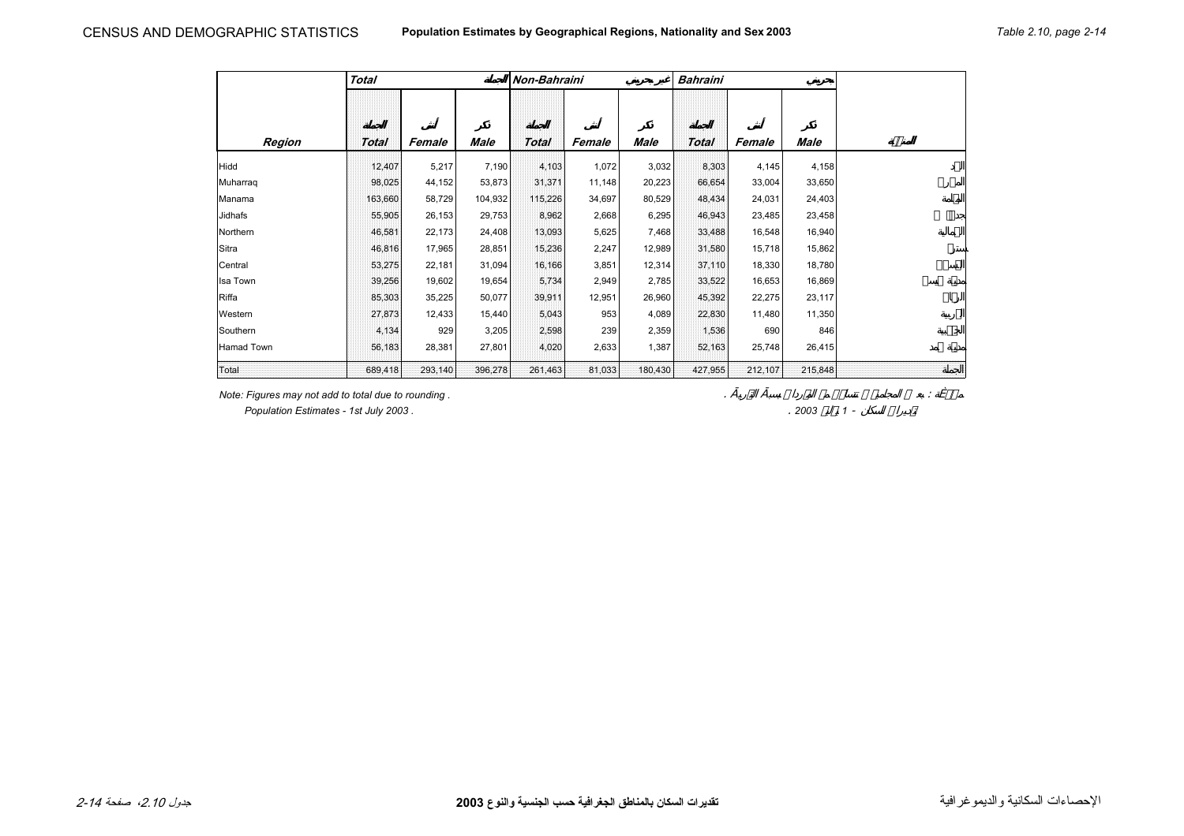# Population Estimates by Geographical Regions, Nationality and Sex 2003

| Region | Total | | | Non-Bahraini | | | Bahraini | | | |
|---|---|---|---|---|---|---|---|---|---|---|
| | Total | Female | Male | Total | Female | Male | Total | Female | Male | المنطقة |
| Hidd | 12,407 | 5,217 | 7,190 | 4,103 | 1,072 | 3,032 | 8,303 | 4,145 | 4,158 | الحد |
| Muharraq | 98,025 | 44,152 | 53,873 | 31,371 | 11,148 | 20,223 | 66,654 | 33,004 | 33,650 | المحرق |
| Manama | 163,660 | 58,729 | 104,932 | 115,226 | 34,697 | 80,529 | 48,434 | 24,031 | 24,403 | المنامة |
| Jidhafs | 55,905 | 26,153 | 29,753 | 8,962 | 2,668 | 6,295 | 46,943 | 23,485 | 23,458 | جدحفص |
| Northern | 46,581 | 22,173 | 24,408 | 13,093 | 5,625 | 7,468 | 33,488 | 16,548 | 16,940 | الشمالية |
| Sitra | 46,816 | 17,965 | 28,851 | 15,236 | 2,247 | 12,989 | 31,580 | 15,718 | 15,862 | سترة |
| Central | 53,275 | 22,181 | 31,094 | 16,166 | 3,851 | 12,314 | 37,110 | 18,330 | 18,780 | الوسطى |
| Isa Town | 39,256 | 19,602 | 19,654 | 5,734 | 2,949 | 2,785 | 33,522 | 16,653 | 16,869 | مدينة عيسى |
| Riffa | 85,303 | 35,225 | 50,077 | 39,911 | 12,951 | 26,960 | 45,392 | 22,275 | 23,117 | الرفاع |
| Western | 27,873 | 12,433 | 15,440 | 5,043 | 953 | 4,089 | 22,830 | 11,480 | 11,350 | الغربية |
| Southern | 4,134 | 929 | 3,205 | 2,598 | 239 | 2,359 | 1,536 | 690 | 846 | الجنوبية |
| Hamad Town | 56,183 | 28,381 | 27,801 | 4,020 | 2,633 | 1,387 | 52,163 | 25,748 | 26,415 | مدينة حمد |
| Total | 689,418 | 293,140 | 396,278 | 261,463 | 81,033 | 180,430 | 427,955 | 212,107 | 215,848 | الجملة |

*Note: Figures may not add to total due to rounding .*

*Population Estimates - 1st July 2003 .*